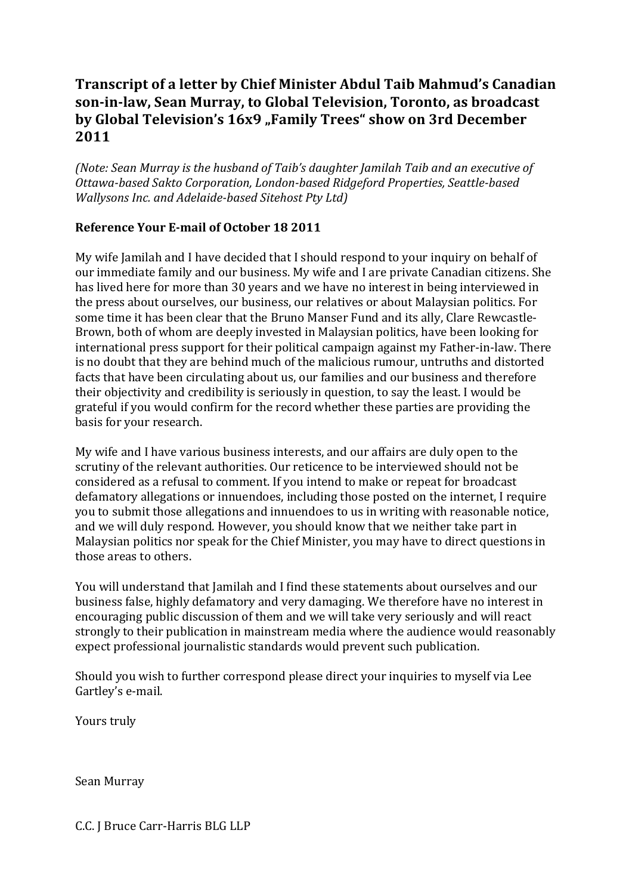# Transcript of a letter by Chief Minister Abdul Taib Mahmud's Canadian son-in-law, Sean Murray, to Global Television, Toronto, as broadcast by Global Television's 16x9 „Family Trees" show on 3rd December 2011

*(Note: Sean Murray is the husband of Taib's daughter Jamilah Taib and an executive of Ottawa-based Sakto Corporation, London-based Ridgeford Properties, Seattle-based Wallysons Inc. and Adelaide-based Sitehost Pty Ltd)*

**Reference Your E-mail of October 18 2011**

My wife Jamilah and I have decided that I should respond to your inquiry on behalf of our immediate family and our business. My wife and I are private Canadian citizens. She has lived here for more than 30 years and we have no interest in being interviewed in the press about ourselves, our business, our relatives or about Malaysian politics. For some time it has been clear that the Bruno Manser Fund and its ally, Clare Rewcastle-Brown, both of whom are deeply invested in Malaysian politics, have been looking for international press support for their political campaign against my Father-in-law. There is no doubt that they are behind much of the malicious rumour, untruths and distorted facts that have been circulating about us, our families and our business and therefore their objectivity and credibility is seriously in question, to say the least. I would be grateful if you would confirm for the record whether these parties are providing the basis for your research.

My wife and I have various business interests, and our affairs are duly open to the scrutiny of the relevant authorities. Our reticence to be interviewed should not be considered as a refusal to comment. If you intend to make or repeat for broadcast defamatory allegations or innuendoes, including those posted on the internet, I require you to submit those allegations and innuendoes to us in writing with reasonable notice, and we will duly respond. However, you should know that we neither take part in Malaysian politics nor speak for the Chief Minister, you may have to direct questions in those areas to others.

You will understand that Jamilah and I find these statements about ourselves and our business false, highly defamatory and very damaging. We therefore have no interest in encouraging public discussion of them and we will take very seriously and will react strongly to their publication in mainstream media where the audience would reasonably expect professional journalistic standards would prevent such publication.

Should you wish to further correspond please direct your inquiries to myself via Lee Gartley's e-mail.

Yours truly

Sean Murray

C.C. J Bruce Carr-Harris BLG LLP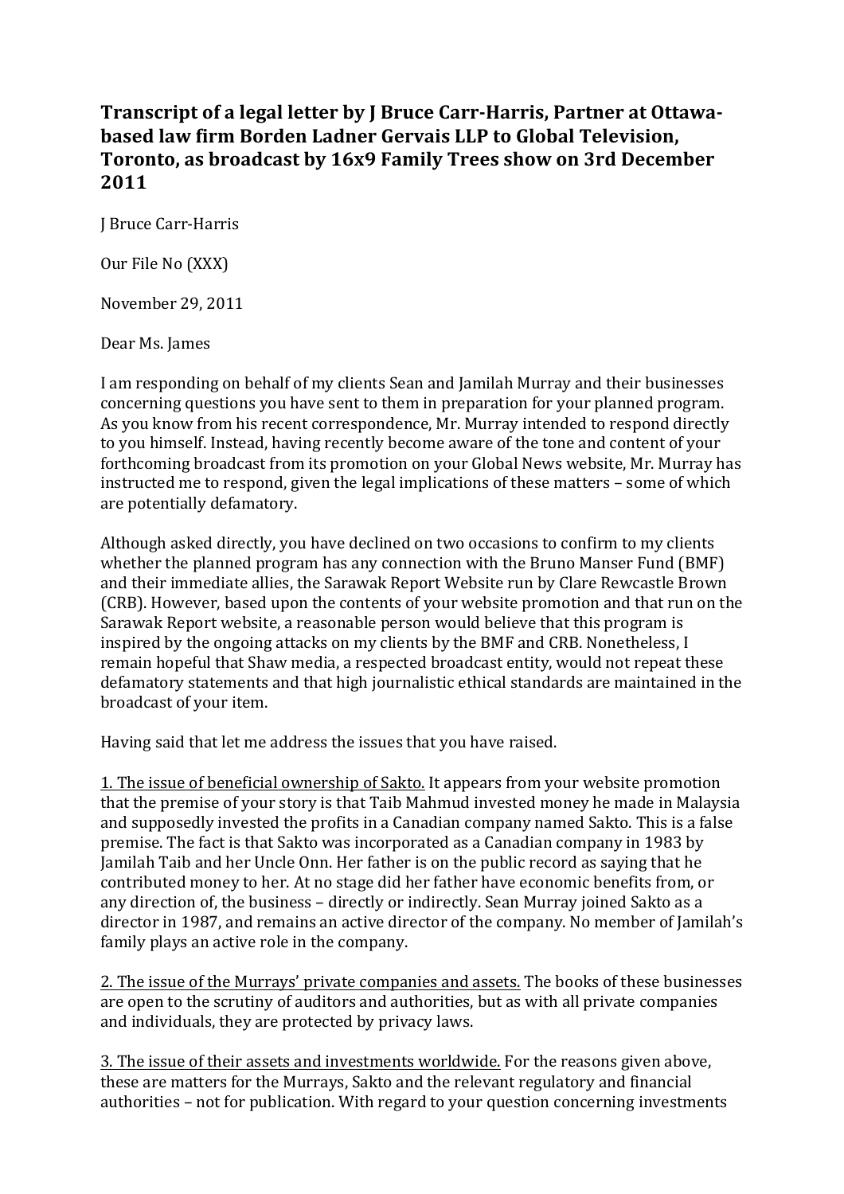**Transcript of a legal letter by J Bruce Carr-Harris, Partner at Ottawa-based law firm Borden Ladner Gervais LLP to Global Television, Toronto, as broadcast by 16x9 Family Trees show on 3rd December 2011**

J Bruce Carr-Harris

Our File No (XXX)

November 29, 2011

Dear Ms. James

I am responding on behalf of my clients Sean and Jamilah Murray and their businesses concerning questions you have sent to them in preparation for your planned program. As you know from his recent correspondence, Mr. Murray intended to respond directly to you himself. Instead, having recently become aware of the tone and content of your forthcoming broadcast from its promotion on your Global News website, Mr. Murray has instructed me to respond, given the legal implications of these matters – some of which are potentially defamatory.

Although asked directly, you have declined on two occasions to confirm to my clients whether the planned program has any connection with the Bruno Manser Fund (BMF) and their immediate allies, the Sarawak Report Website run by Clare Rewcastle Brown (CRB). However, based upon the contents of your website promotion and that run on the Sarawak Report website, a reasonable person would believe that this program is inspired by the ongoing attacks on my clients by the BMF and CRB. Nonetheless, I remain hopeful that Shaw media, a respected broadcast entity, would not repeat these defamatory statements and that high journalistic ethical standards are maintained in the broadcast of your item.

Having said that let me address the issues that you have raised.

1. The issue of beneficial ownership of Sakto. It appears from your website promotion that the premise of your story is that Taib Mahmud invested money he made in Malaysia and supposedly invested the profits in a Canadian company named Sakto. This is a false premise. The fact is that Sakto was incorporated as a Canadian company in 1983 by Jamilah Taib and her Uncle Onn. Her father is on the public record as saying that he contributed money to her. At no stage did her father have economic benefits from, or any direction of, the business – directly or indirectly. Sean Murray joined Sakto as a director in 1987, and remains an active director of the company. No member of Jamilah's family plays an active role in the company.

2. The issue of the Murrays' private companies and assets. The books of these businesses are open to the scrutiny of auditors and authorities, but as with all private companies and individuals, they are protected by privacy laws.

3. The issue of their assets and investments worldwide. For the reasons given above, these are matters for the Murrays, Sakto and the relevant regulatory and financial authorities – not for publication. With regard to your question concerning investments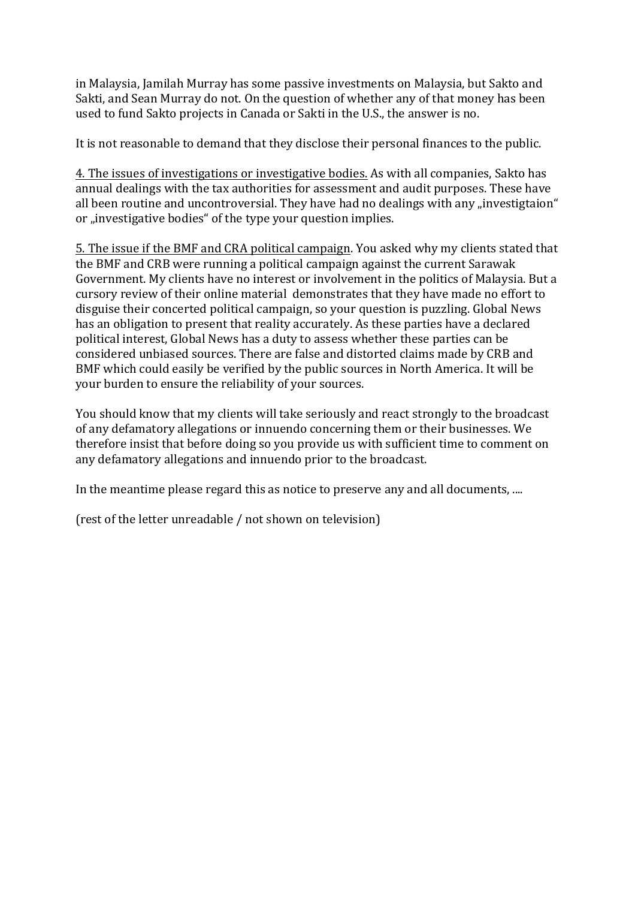in Malaysia, Jamilah Murray has some passive investments on Malaysia, but Sakto and Sakti, and Sean Murray do not. On the question of whether any of that money has been used to fund Sakto projects in Canada or Sakti in the U.S., the answer is no.

It is not reasonable to demand that they disclose their personal finances to the public.

<u>4. The issues of investigations or investigative bodies.</u> As with all companies, Sakto has annual dealings with the tax authorities for assessment and audit purposes. These have all been routine and uncontroversial. They have had no dealings with any „investigtaion“ or „investigative bodies“ of the type your question implies.

<u>5. The issue if the BMF and CRA political campaign</u>. You asked why my clients stated that the BMF and CRB were running a political campaign against the current Sarawak Government. My clients have no interest or involvement in the politics of Malaysia. But a cursory review of their online material demonstrates that they have made no effort to disguise their concerted political campaign, so your question is puzzling. Global News has an obligation to present that reality accurately. As these parties have a declared political interest, Global News has a duty to assess whether these parties can be considered unbiased sources. There are false and distorted claims made by CRB and BMF which could easily be verified by the public sources in North America. It will be your burden to ensure the reliability of your sources.

You should know that my clients will take seriously and react strongly to the broadcast of any defamatory allegations or innuendo concerning them or their businesses. We therefore insist that before doing so you provide us with sufficient time to comment on any defamatory allegations and innuendo prior to the broadcast.

In the meantime please regard this as notice to preserve any and all documents, ....

(rest of the letter unreadable / not shown on television)